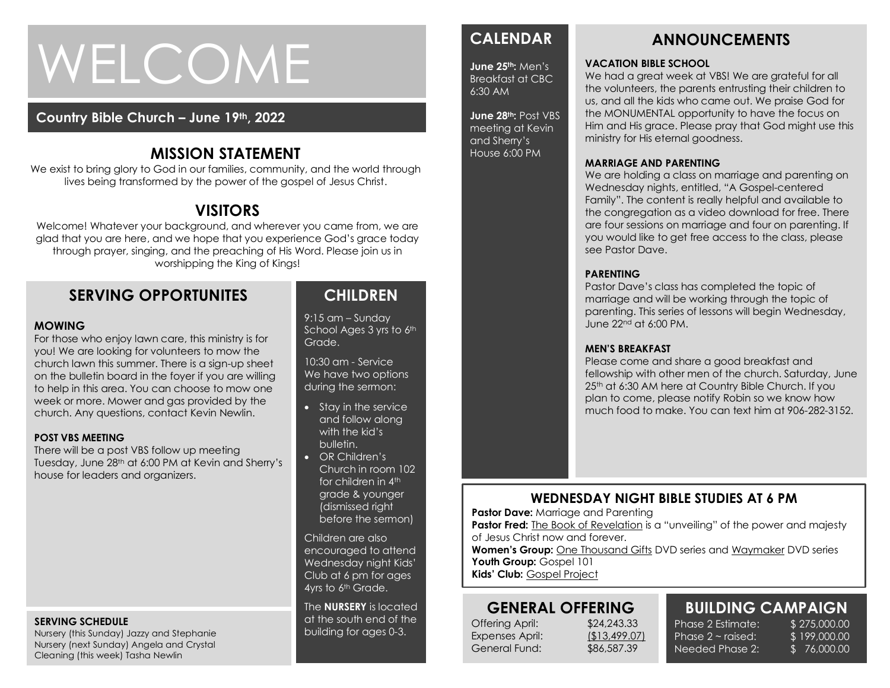# WELCOME

**Country Bible Church – June 19th, 2022**

## MISSION STATEMENT

We exist to bring glory to God in our families, community, and the world through lives being transformed by the power of the gospel of Jesus Christ.

## VISITORS

Welcome! Whatever your background, and wherever you came from, we are glad that you are here, and we hope that you experience God's grace today through prayer, singing, and the preaching of His Word. Please join us in worshipping the King of Kings!

## SERVING OPPORTUNITES

**MOWING**

For those who enjoy lawn care, this ministry is for you! We are looking for volunteers to mow the church lawn this summer. There is a sign-up sheet on the bulletin board in the foyer if you are willing to help in this area. You can choose to mow one week or more. Mower and gas provided by the church. Any questions, contact Kevin Newlin.

**POST VBS MEETING**

There will be a post VBS follow up meeting Tuesday, June 28th at 6:00 PM at Kevin and Sherry's house for leaders and organizers.

**SERVING SCHEDULE**

Nursery (this Sunday) Jazzy and Stephanie
Nursery (next Sunday) Angela and Crystal
Cleaning (this week) Tasha Newlin

## CHILDREN

9:15 am – Sunday School Ages 3 yrs to 6th Grade.

10:30 am - Service
We have two options during the sermon:

- Stay in the service and follow along with the kid's bulletin.
- OR Children's Church in room 102 for children in 4th grade & younger (dismissed right before the sermon)

Children are also encouraged to attend Wednesday night Kids' Club at 6 pm for ages 4yrs to 6th Grade.

The **NURSERY** is located at the south end of the building for ages 0-3.

## CALENDAR

**June 25th:** Men's Breakfast at CBC 6:30 AM

**June 28th:** Post VBS meeting at Kevin and Sherry's House 6:00 PM

## ANNOUNCEMENTS

**VACATION BIBLE SCHOOL**

We had a great week at VBS! We are grateful for all the volunteers, the parents entrusting their children to us, and all the kids who came out. We praise God for the MONUMENTAL opportunity to have the focus on Him and His grace. Please pray that God might use this ministry for His eternal goodness.

**MARRIAGE AND PARENTING**

We are holding a class on marriage and parenting on Wednesday nights, entitled, "A Gospel-centered Family". The content is really helpful and available to the congregation as a video download for free. There are four sessions on marriage and four on parenting. If you would like to get free access to the class, please see Pastor Dave.

**PARENTING**

Pastor Dave's class has completed the topic of marriage and will be working through the topic of parenting. This series of lessons will begin Wednesday, June 22nd at 6:00 PM.

**MEN'S BREAKFAST**

Please come and share a good breakfast and fellowship with other men of the church. Saturday, June 25th at 6:30 AM here at Country Bible Church. If you plan to come, please notify Robin so we know how much food to make. You can text him at 906-282-3152.

## WEDNESDAY NIGHT BIBLE STUDIES AT 6 PM

**Pastor Dave:** Marriage and Parenting
**Pastor Fred:** The Book of Revelation is a "unveiling" of the power and majesty of Jesus Christ now and forever.
**Women's Group:** One Thousand Gifts DVD series and Waymaker DVD series
**Youth Group:** Gospel 101
**Kids' Club:** Gospel Project

## GENERAL OFFERING

| | |
|---|---|
| Offering April: | $24,243.33 |
| Expenses April: | ($13,499.07) |
| General Fund: | $86,587.39 |

## BUILDING CAMPAIGN

| | |
|---|---|
| Phase 2 Estimate: | $ 275,000.00 |
| Phase 2 ~ raised: | $ 199,000.00 |
| Needed Phase 2: | $ 76,000.00 |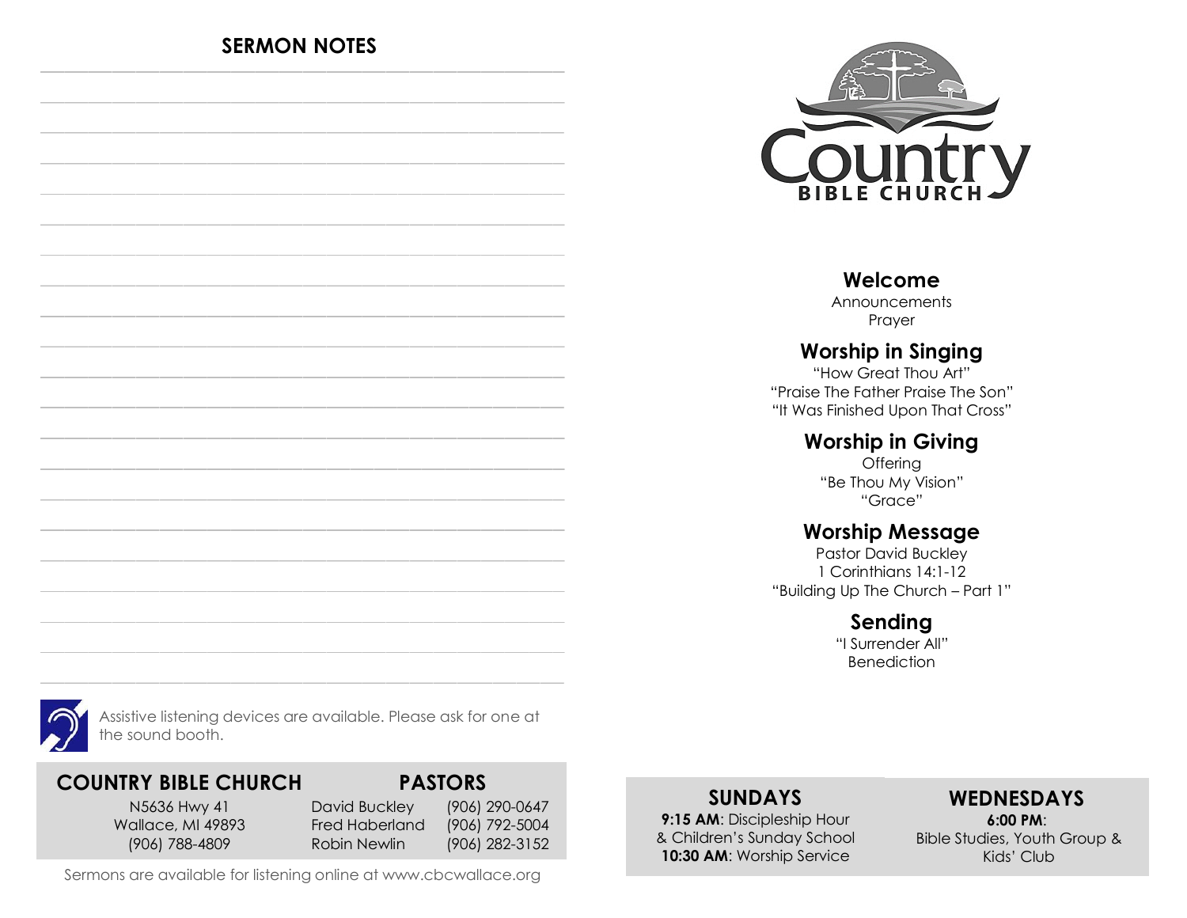## SERMON NOTES

Assistive listening devices are available. Please ask for one at the sound booth.

### COUNTRY BIBLE CHURCH

N5636 Hwy 41
Wallace, MI 49893
(906) 788-4809

### PASTORS

| | |
|---|---|
| David Buckley | (906) 290-0647 |
| Fred Haberland | (906) 792-5004 |
| Robin Newlin | (906) 282-3152 |

Sermons are available for listening online at www.cbcwallace.org

# Country
BIBLE CHURCH

## Welcome

Announcements
Prayer

## Worship in Singing

"How Great Thou Art"
"Praise The Father Praise The Son"
"It Was Finished Upon That Cross"

## Worship in Giving

Offering
"Be Thou My Vision"
"Grace"

## Worship Message

Pastor David Buckley
1 Corinthians 14:1-12
"Building Up The Church – Part 1"

## Sending

"I Surrender All"
Benediction

### SUNDAYS

**9:15 AM**: Discipleship Hour & Children's Sunday School
**10:30 AM**: Worship Service

### WEDNESDAYS

**6:00 PM**:
Bible Studies, Youth Group & Kids' Club